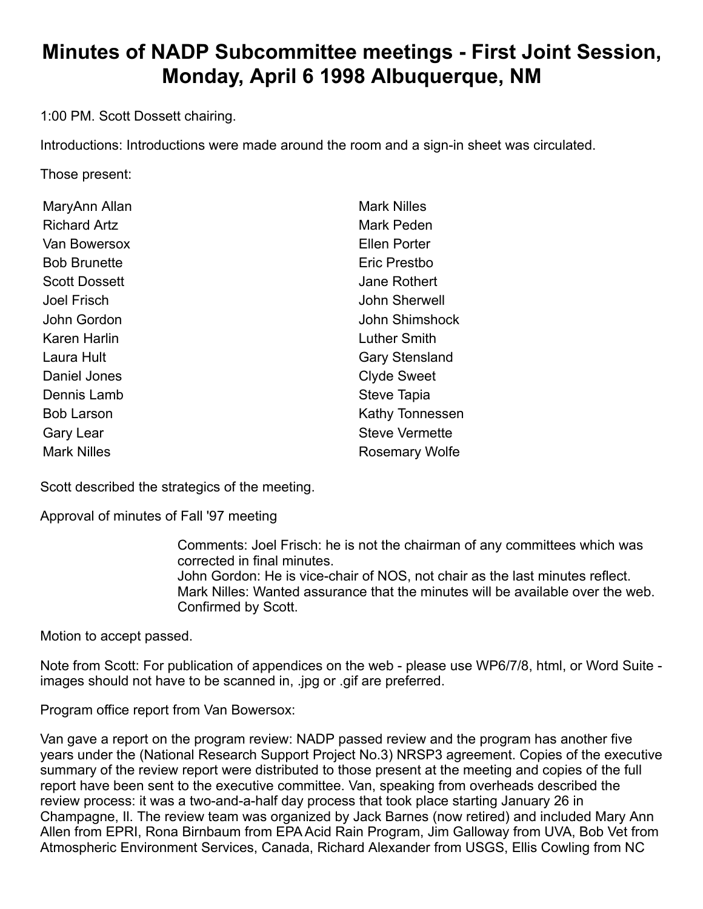# Minutes of NADP Subcommittee meetings - First Joint Session, Monday, April 6 1998 Albuquerque, NM

1:00 PM. Scott Dossett chairing.

Introductions: Introductions were made around the room and a sign-in sheet was circulated.

Those present:

| | |
|---|---|
| MaryAnn Allan | Mark Nilles |
| Richard Artz | Mark Peden |
| Van Bowersox | Ellen Porter |
| Bob Brunette | Eric Prestbo |
| Scott Dossett | Jane Rothert |
| Joel Frisch | John Sherwell |
| John Gordon | John Shimshock |
| Karen Harlin | Luther Smith |
| Laura Hult | Gary Stensland |
| Daniel Jones | Clyde Sweet |
| Dennis Lamb | Steve Tapia |
| Bob Larson | Kathy Tonnessen |
| Gary Lear | Steve Vermette |
| Mark Nilles | Rosemary Wolfe |

Scott described the strategics of the meeting.

Approval of minutes of Fall '97 meeting

> Comments: Joel Frisch: he is not the chairman of any committees which was corrected in final minutes.
> John Gordon: He is vice-chair of NOS, not chair as the last minutes reflect.
> Mark Nilles: Wanted assurance that the minutes will be available over the web. Confirmed by Scott.

Motion to accept passed.

Note from Scott: For publication of appendices on the web - please use WP6/7/8, html, or Word Suite - images should not have to be scanned in, .jpg or .gif are preferred.

Program office report from Van Bowersox:

Van gave a report on the program review: NADP passed review and the program has another five years under the (National Research Support Project No.3) NRSP3 agreement. Copies of the executive summary of the review report were distributed to those present at the meeting and copies of the full report have been sent to the executive committee. Van, speaking from overheads described the review process: it was a two-and-a-half day process that took place starting January 26 in Champagne, Il. The review team was organized by Jack Barnes (now retired) and included Mary Ann Allen from EPRI, Rona Birnbaum from EPA Acid Rain Program, Jim Galloway from UVA, Bob Vet from Atmospheric Environment Services, Canada, Richard Alexander from USGS, Ellis Cowling from NC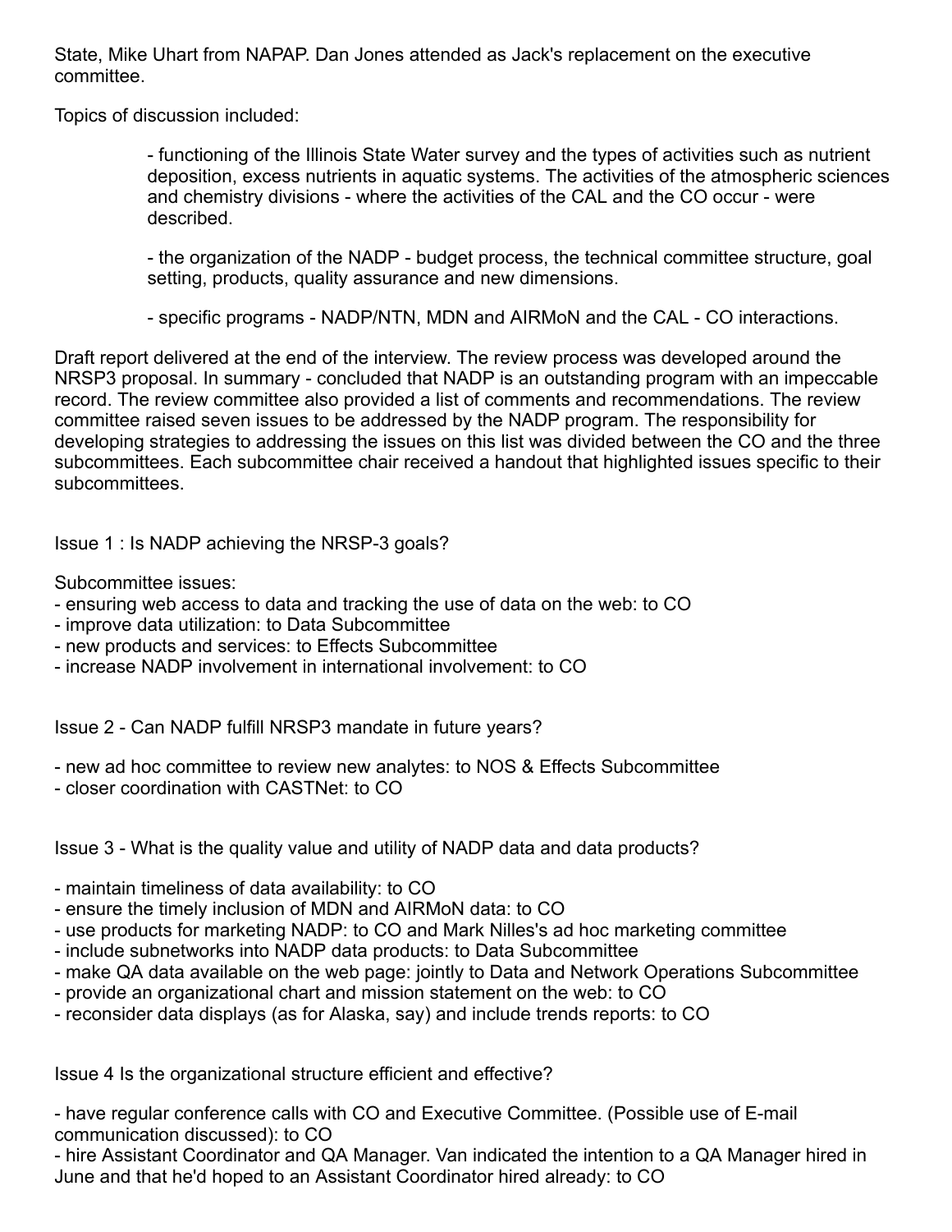State, Mike Uhart from NAPAP. Dan Jones attended as Jack's replacement on the executive committee.

Topics of discussion included:

> - functioning of the Illinois State Water survey and the types of activities such as nutrient deposition, excess nutrients in aquatic systems. The activities of the atmospheric sciences and chemistry divisions - where the activities of the CAL and the CO occur - were described.
>
> - the organization of the NADP - budget process, the technical committee structure, goal setting, products, quality assurance and new dimensions.
>
> - specific programs - NADP/NTN, MDN and AIRMoN and the CAL - CO interactions.

Draft report delivered at the end of the interview. The review process was developed around the NRSP3 proposal. In summary - concluded that NADP is an outstanding program with an impeccable record. The review committee also provided a list of comments and recommendations. The review committee raised seven issues to be addressed by the NADP program. The responsibility for developing strategies to addressing the issues on this list was divided between the CO and the three subcommittees. Each subcommittee chair received a handout that highlighted issues specific to their subcommittees.

Issue 1 : Is NADP achieving the NRSP-3 goals?

Subcommittee issues:
- ensuring web access to data and tracking the use of data on the web: to CO
- improve data utilization: to Data Subcommittee
- new products and services: to Effects Subcommittee
- increase NADP involvement in international involvement: to CO

Issue 2 - Can NADP fulfill NRSP3 mandate in future years?

- new ad hoc committee to review new analytes: to NOS & Effects Subcommittee
- closer coordination with CASTNet: to CO

Issue 3 - What is the quality value and utility of NADP data and data products?

- maintain timeliness of data availability: to CO
- ensure the timely inclusion of MDN and AIRMoN data: to CO
- use products for marketing NADP: to CO and Mark Nilles's ad hoc marketing committee
- include subnetworks into NADP data products: to Data Subcommittee
- make QA data available on the web page: jointly to Data and Network Operations Subcommittee
- provide an organizational chart and mission statement on the web: to CO
- reconsider data displays (as for Alaska, say) and include trends reports: to CO

Issue 4 Is the organizational structure efficient and effective?

- have regular conference calls with CO and Executive Committee. (Possible use of E-mail communication discussed): to CO
- hire Assistant Coordinator and QA Manager. Van indicated the intention to a QA Manager hired in June and that he'd hoped to an Assistant Coordinator hired already: to CO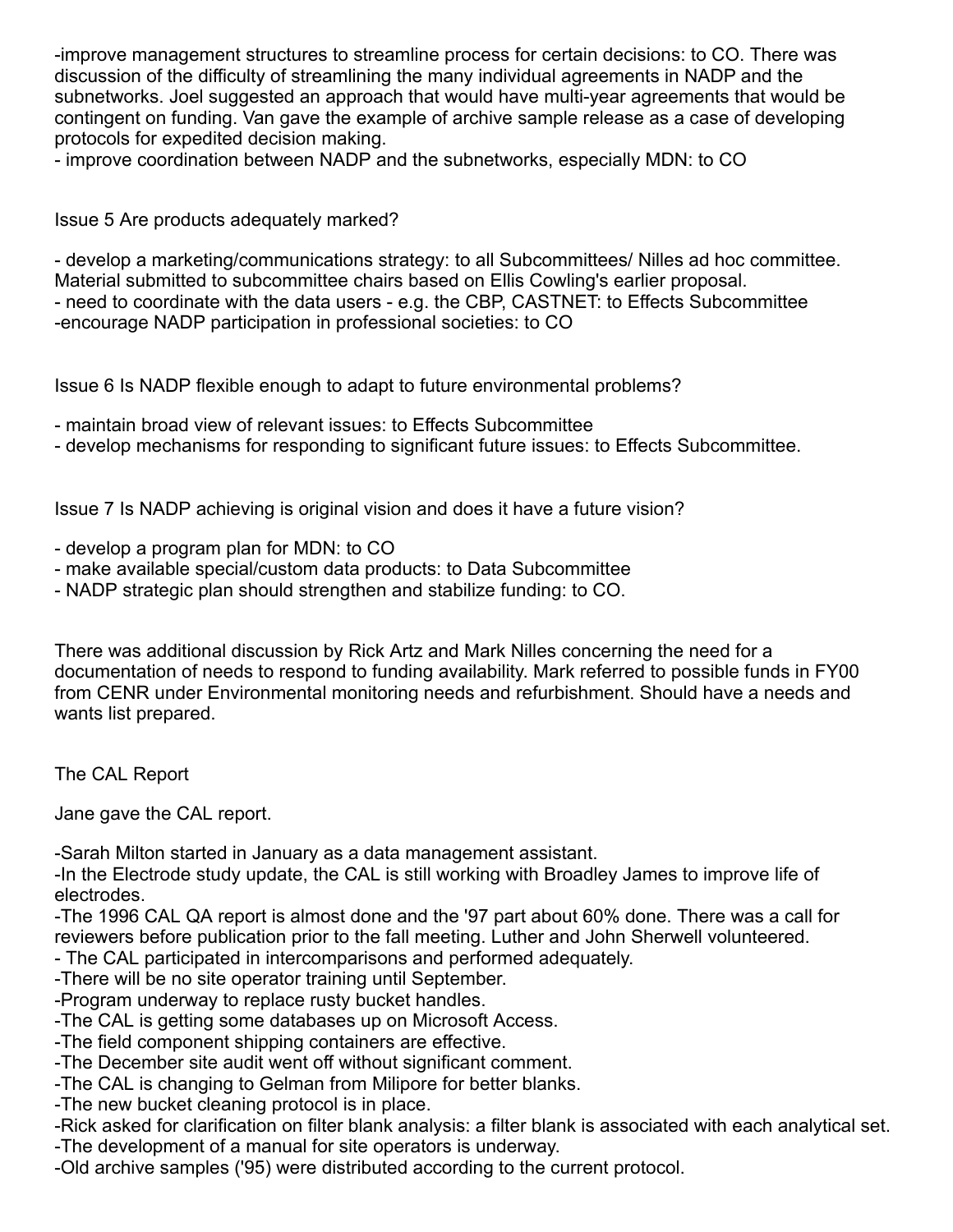-improve management structures to streamline process for certain decisions: to CO. There was discussion of the difficulty of streamlining the many individual agreements in NADP and the subnetworks. Joel suggested an approach that would have multi-year agreements that would be contingent on funding. Van gave the example of archive sample release as a case of developing protocols for expedited decision making.
- improve coordination between NADP and the subnetworks, especially MDN: to CO

Issue 5 Are products adequately marked?

- develop a marketing/communications strategy: to all Subcommittees/ Nilles ad hoc committee. Material submitted to subcommittee chairs based on Ellis Cowling's earlier proposal.
- need to coordinate with the data users - e.g. the CBP, CASTNET: to Effects Subcommittee
-encourage NADP participation in professional societies: to CO

Issue 6 Is NADP flexible enough to adapt to future environmental problems?

- maintain broad view of relevant issues: to Effects Subcommittee
- develop mechanisms for responding to significant future issues: to Effects Subcommittee.

Issue 7 Is NADP achieving is original vision and does it have a future vision?

- develop a program plan for MDN: to CO
- make available special/custom data products: to Data Subcommittee
- NADP strategic plan should strengthen and stabilize funding: to CO.

There was additional discussion by Rick Artz and Mark Nilles concerning the need for a documentation of needs to respond to funding availability. Mark referred to possible funds in FY00 from CENR under Environmental monitoring needs and refurbishment. Should have a needs and wants list prepared.

The CAL Report

Jane gave the CAL report.

-Sarah Milton started in January as a data management assistant.
-In the Electrode study update, the CAL is still working with Broadley James to improve life of electrodes.
-The 1996 CAL QA report is almost done and the '97 part about 60% done. There was a call for reviewers before publication prior to the fall meeting. Luther and John Sherwell volunteered.
- The CAL participated in intercomparisons and performed adequately.
-There will be no site operator training until September.
-Program underway to replace rusty bucket handles.
-The CAL is getting some databases up on Microsoft Access.
-The field component shipping containers are effective.
-The December site audit went off without significant comment.
-The CAL is changing to Gelman from Milipore for better blanks.
-The new bucket cleaning protocol is in place.
-Rick asked for clarification on filter blank analysis: a filter blank is associated with each analytical set.
-The development of a manual for site operators is underway.
-Old archive samples ('95) were distributed according to the current protocol.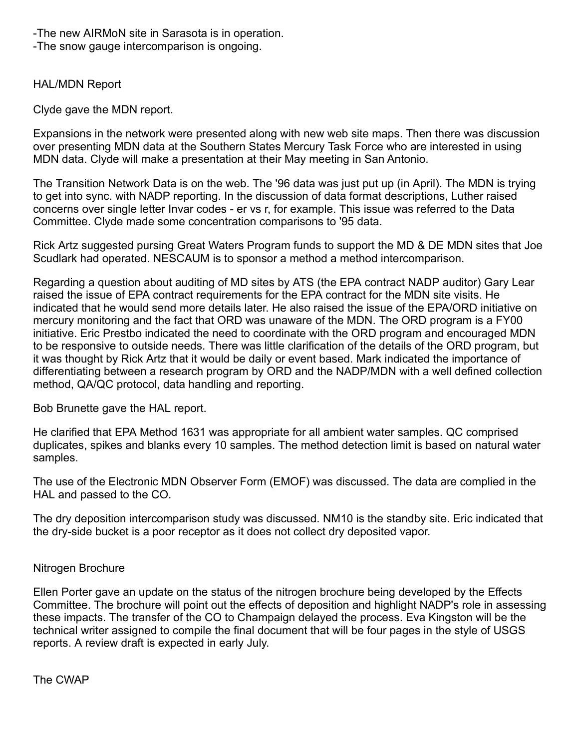-The new AIRMoN site in Sarasota is in operation.
-The snow gauge intercomparison is ongoing.

HAL/MDN Report

Clyde gave the MDN report.

Expansions in the network were presented along with new web site maps. Then there was discussion over presenting MDN data at the Southern States Mercury Task Force who are interested in using MDN data. Clyde will make a presentation at their May meeting in San Antonio.

The Transition Network Data is on the web. The '96 data was just put up (in April). The MDN is trying to get into sync. with NADP reporting. In the discussion of data format descriptions, Luther raised concerns over single letter Invar codes - er vs r, for example. This issue was referred to the Data Committee. Clyde made some concentration comparisons to '95 data.

Rick Artz suggested pursing Great Waters Program funds to support the MD & DE MDN sites that Joe Scudlark had operated. NESCAUM is to sponsor a method a method intercomparison.

Regarding a question about auditing of MD sites by ATS (the EPA contract NADP auditor) Gary Lear raised the issue of EPA contract requirements for the EPA contract for the MDN site visits. He indicated that he would send more details later. He also raised the issue of the EPA/ORD initiative on mercury monitoring and the fact that ORD was unaware of the MDN. The ORD program is a FY00 initiative. Eric Prestbo indicated the need to coordinate with the ORD program and encouraged MDN to be responsive to outside needs. There was little clarification of the details of the ORD program, but it was thought by Rick Artz that it would be daily or event based. Mark indicated the importance of differentiating between a research program by ORD and the NADP/MDN with a well defined collection method, QA/QC protocol, data handling and reporting.

Bob Brunette gave the HAL report.

He clarified that EPA Method 1631 was appropriate for all ambient water samples. QC comprised duplicates, spikes and blanks every 10 samples. The method detection limit is based on natural water samples.

The use of the Electronic MDN Observer Form (EMOF) was discussed. The data are complied in the HAL and passed to the CO.

The dry deposition intercomparison study was discussed. NM10 is the standby site. Eric indicated that the dry-side bucket is a poor receptor as it does not collect dry deposited vapor.

Nitrogen Brochure

Ellen Porter gave an update on the status of the nitrogen brochure being developed by the Effects Committee. The brochure will point out the effects of deposition and highlight NADP's role in assessing these impacts. The transfer of the CO to Champaign delayed the process. Eva Kingston will be the technical writer assigned to compile the final document that will be four pages in the style of USGS reports. A review draft is expected in early July.

The CWAP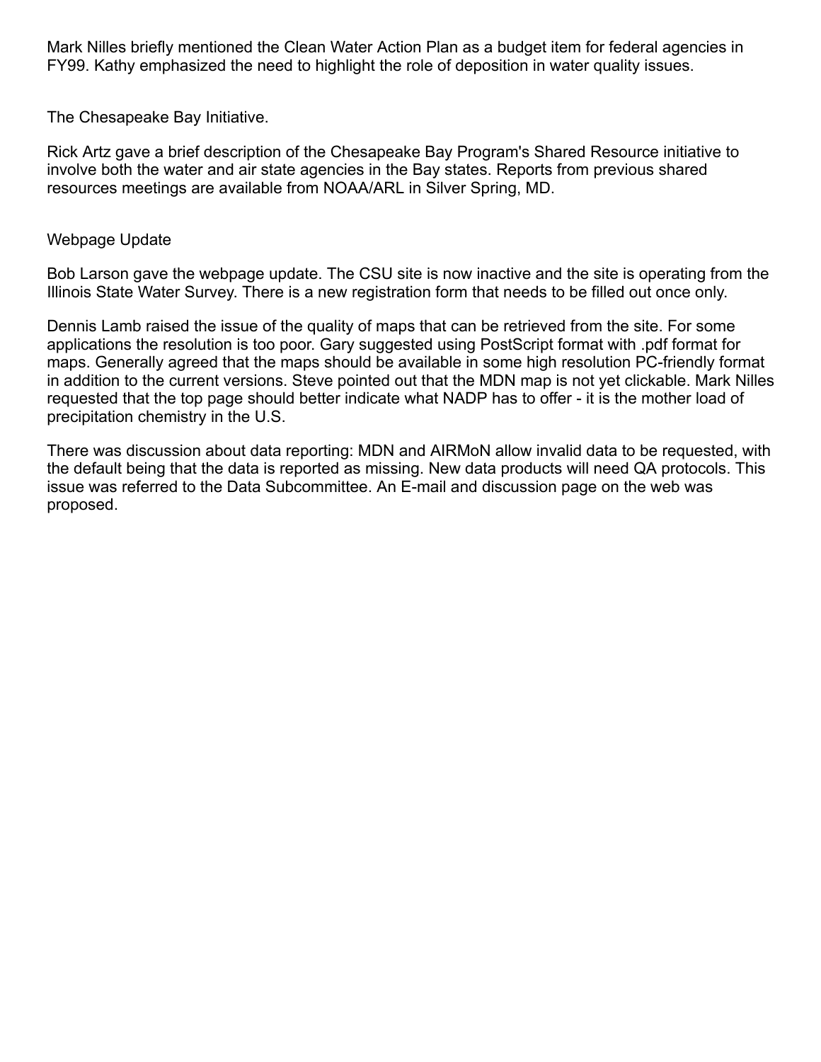Mark Nilles briefly mentioned the Clean Water Action Plan as a budget item for federal agencies in FY99. Kathy emphasized the need to highlight the role of deposition in water quality issues.

## The Chesapeake Bay Initiative.

Rick Artz gave a brief description of the Chesapeake Bay Program's Shared Resource initiative to involve both the water and air state agencies in the Bay states. Reports from previous shared resources meetings are available from NOAA/ARL in Silver Spring, MD.

## Webpage Update

Bob Larson gave the webpage update. The CSU site is now inactive and the site is operating from the Illinois State Water Survey. There is a new registration form that needs to be filled out once only.

Dennis Lamb raised the issue of the quality of maps that can be retrieved from the site. For some applications the resolution is too poor. Gary suggested using PostScript format with .pdf format for maps. Generally agreed that the maps should be available in some high resolution PC-friendly format in addition to the current versions. Steve pointed out that the MDN map is not yet clickable. Mark Nilles requested that the top page should better indicate what NADP has to offer - it is the mother load of precipitation chemistry in the U.S.

There was discussion about data reporting: MDN and AIRMoN allow invalid data to be requested, with the default being that the data is reported as missing. New data products will need QA protocols. This issue was referred to the Data Subcommittee. An E-mail and discussion page on the web was proposed.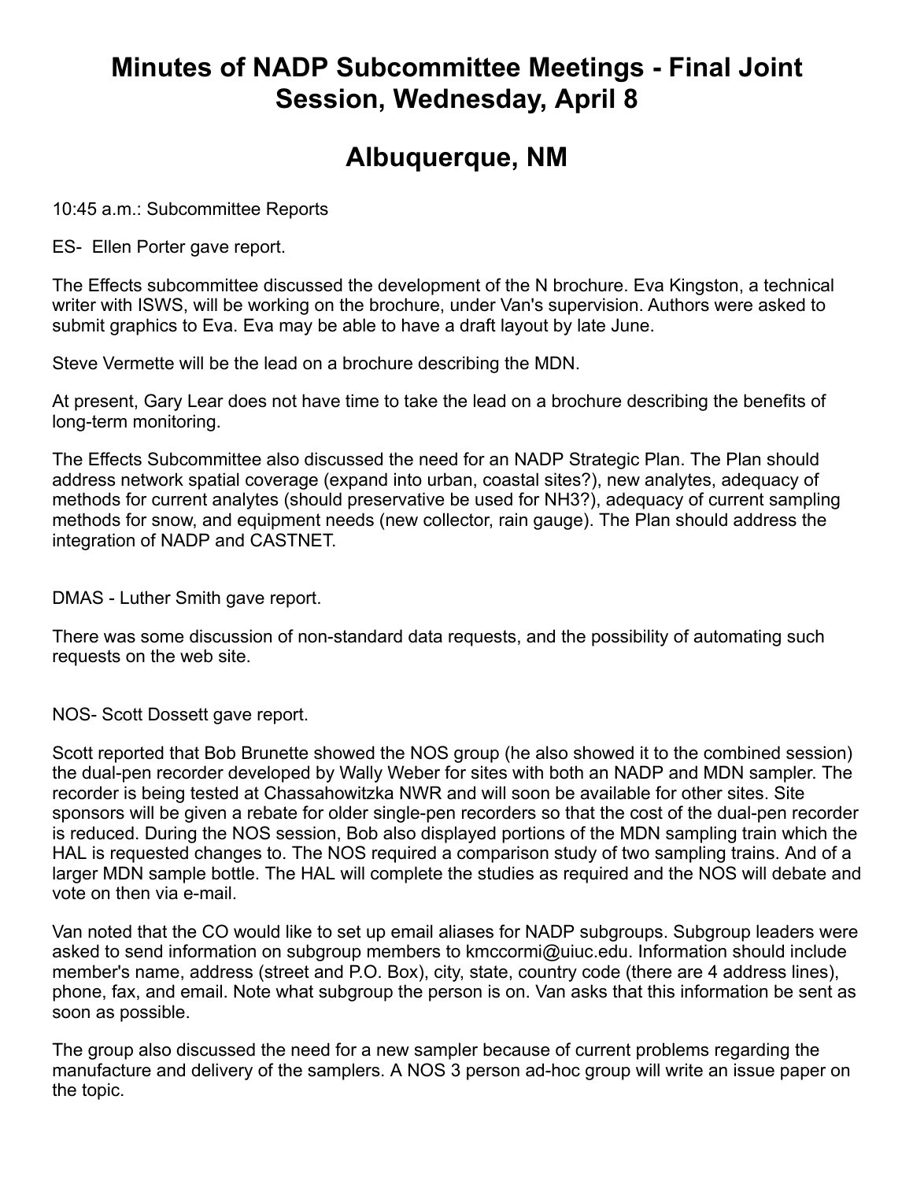# Minutes of NADP Subcommittee Meetings - Final Joint Session, Wednesday, April 8

# Albuquerque, NM

10:45 a.m.: Subcommittee Reports

ES- Ellen Porter gave report.

The Effects subcommittee discussed the development of the N brochure. Eva Kingston, a technical writer with ISWS, will be working on the brochure, under Van's supervision. Authors were asked to submit graphics to Eva. Eva may be able to have a draft layout by late June.

Steve Vermette will be the lead on a brochure describing the MDN.

At present, Gary Lear does not have time to take the lead on a brochure describing the benefits of long-term monitoring.

The Effects Subcommittee also discussed the need for an NADP Strategic Plan. The Plan should address network spatial coverage (expand into urban, coastal sites?), new analytes, adequacy of methods for current analytes (should preservative be used for NH3?), adequacy of current sampling methods for snow, and equipment needs (new collector, rain gauge). The Plan should address the integration of NADP and CASTNET.

DMAS - Luther Smith gave report.

There was some discussion of non-standard data requests, and the possibility of automating such requests on the web site.

NOS- Scott Dossett gave report.

Scott reported that Bob Brunette showed the NOS group (he also showed it to the combined session) the dual-pen recorder developed by Wally Weber for sites with both an NADP and MDN sampler. The recorder is being tested at Chassahowitzka NWR and will soon be available for other sites. Site sponsors will be given a rebate for older single-pen recorders so that the cost of the dual-pen recorder is reduced. During the NOS session, Bob also displayed portions of the MDN sampling train which the HAL is requested changes to. The NOS required a comparison study of two sampling trains. And of a larger MDN sample bottle. The HAL will complete the studies as required and the NOS will debate and vote on then via e-mail.

Van noted that the CO would like to set up email aliases for NADP subgroups. Subgroup leaders were asked to send information on subgroup members to kmccormi@uiuc.edu. Information should include member's name, address (street and P.O. Box), city, state, country code (there are 4 address lines), phone, fax, and email. Note what subgroup the person is on. Van asks that this information be sent as soon as possible.

The group also discussed the need for a new sampler because of current problems regarding the manufacture and delivery of the samplers. A NOS 3 person ad-hoc group will write an issue paper on the topic.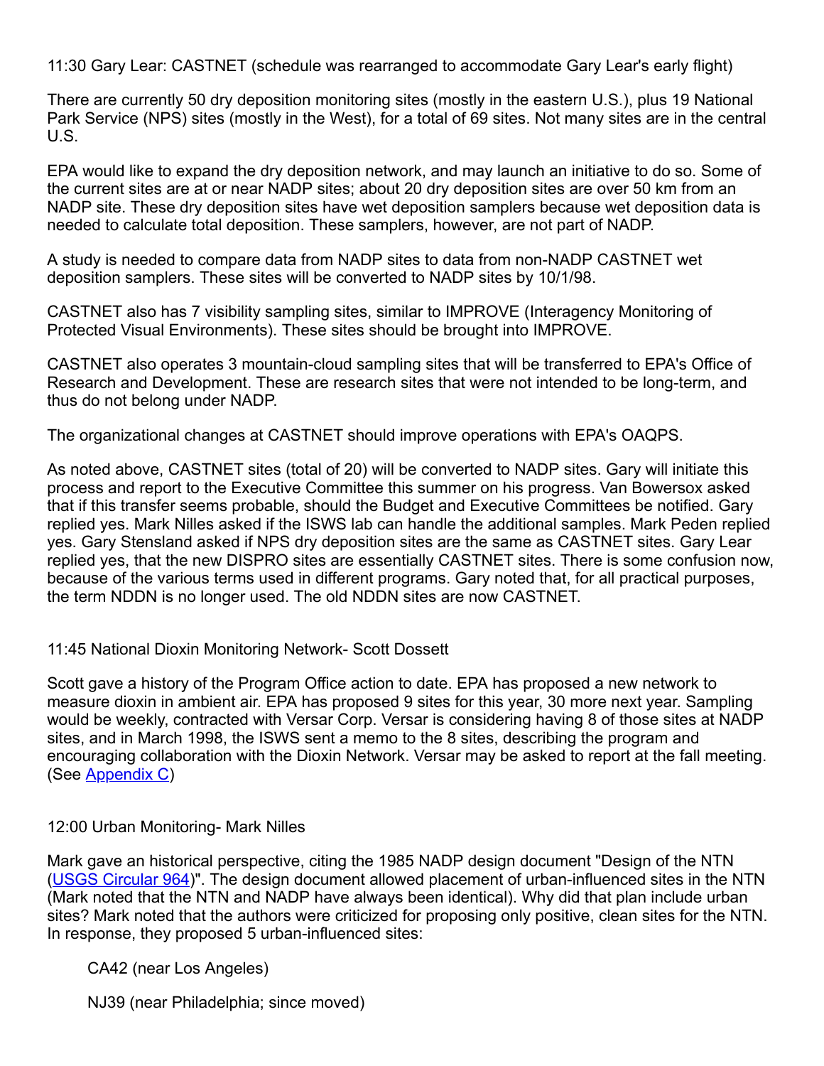11:30 Gary Lear: CASTNET (schedule was rearranged to accommodate Gary Lear's early flight)

There are currently 50 dry deposition monitoring sites (mostly in the eastern U.S.), plus 19 National Park Service (NPS) sites (mostly in the West), for a total of 69 sites. Not many sites are in the central U.S.

EPA would like to expand the dry deposition network, and may launch an initiative to do so. Some of the current sites are at or near NADP sites; about 20 dry deposition sites are over 50 km from an NADP site. These dry deposition sites have wet deposition samplers because wet deposition data is needed to calculate total deposition. These samplers, however, are not part of NADP.

A study is needed to compare data from NADP sites to data from non-NADP CASTNET wet deposition samplers. These sites will be converted to NADP sites by 10/1/98.

CASTNET also has 7 visibility sampling sites, similar to IMPROVE (Interagency Monitoring of Protected Visual Environments). These sites should be brought into IMPROVE.

CASTNET also operates 3 mountain-cloud sampling sites that will be transferred to EPA's Office of Research and Development. These are research sites that were not intended to be long-term, and thus do not belong under NADP.

The organizational changes at CASTNET should improve operations with EPA's OAQPS.

As noted above, CASTNET sites (total of 20) will be converted to NADP sites. Gary will initiate this process and report to the Executive Committee this summer on his progress. Van Bowersox asked that if this transfer seems probable, should the Budget and Executive Committees be notified. Gary replied yes. Mark Nilles asked if the ISWS lab can handle the additional samples. Mark Peden replied yes. Gary Stensland asked if NPS dry deposition sites are the same as CASTNET sites. Gary Lear replied yes, that the new DISPRO sites are essentially CASTNET sites. There is some confusion now, because of the various terms used in different programs. Gary noted that, for all practical purposes, the term NDDN is no longer used. The old NDDN sites are now CASTNET.

11:45 National Dioxin Monitoring Network- Scott Dossett

Scott gave a history of the Program Office action to date. EPA has proposed a new network to measure dioxin in ambient air. EPA has proposed 9 sites for this year, 30 more next year. Sampling would be weekly, contracted with Versar Corp. Versar is considering having 8 of those sites at NADP sites, and in March 1998, the ISWS sent a memo to the 8 sites, describing the program and encouraging collaboration with the Dioxin Network. Versar may be asked to report at the fall meeting. (See Appendix C)

12:00 Urban Monitoring- Mark Nilles

Mark gave an historical perspective, citing the 1985 NADP design document "Design of the NTN (USGS Circular 964)". The design document allowed placement of urban-influenced sites in the NTN (Mark noted that the NTN and NADP have always been identical). Why did that plan include urban sites? Mark noted that the authors were criticized for proposing only positive, clean sites for the NTN. In response, they proposed 5 urban-influenced sites:

- CA42 (near Los Angeles)
- NJ39 (near Philadelphia; since moved)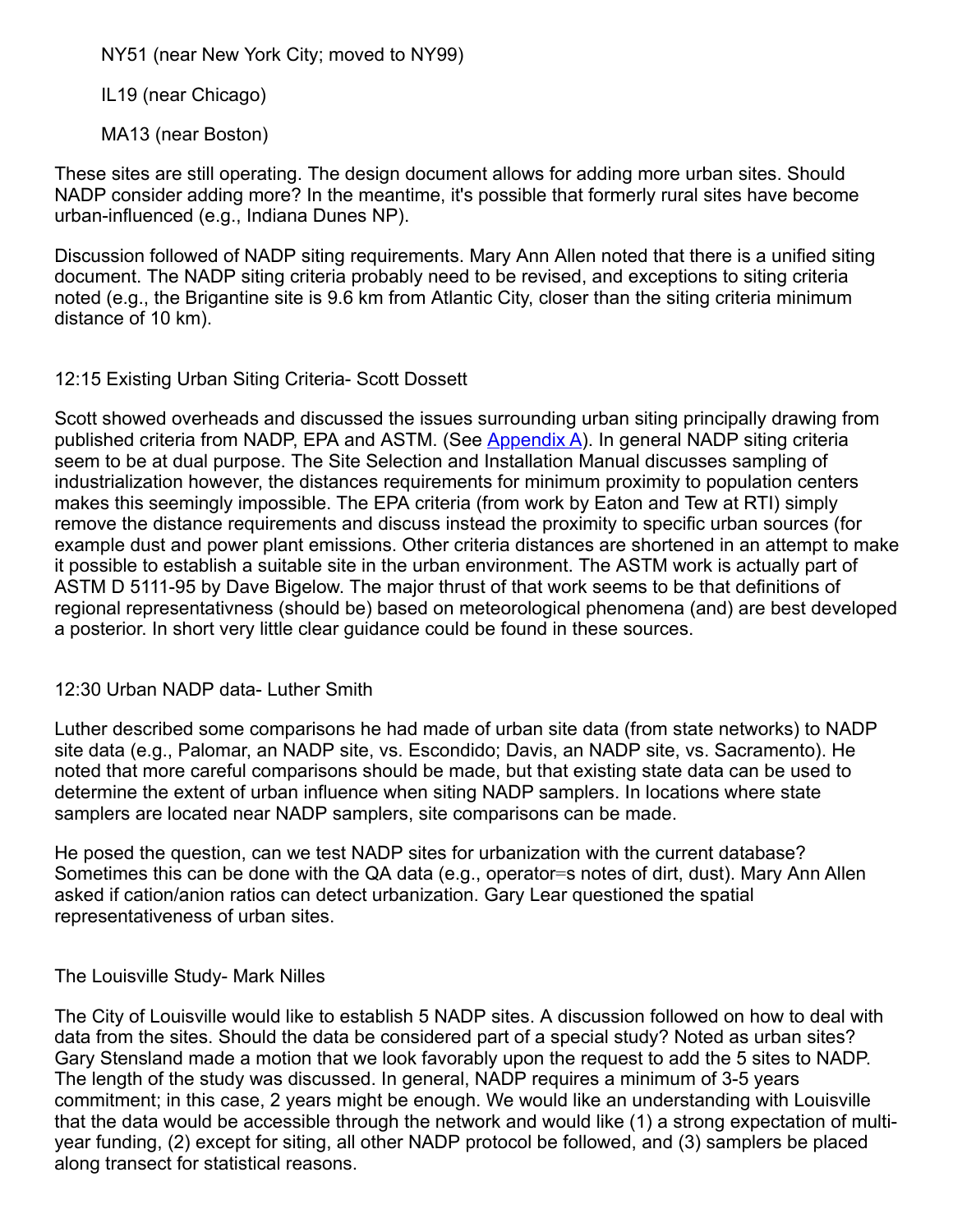NY51 (near New York City; moved to NY99)

IL19 (near Chicago)

MA13 (near Boston)

These sites are still operating. The design document allows for adding more urban sites. Should NADP consider adding more? In the meantime, it's possible that formerly rural sites have become urban-influenced (e.g., Indiana Dunes NP).

Discussion followed of NADP siting requirements. Mary Ann Allen noted that there is a unified siting document. The NADP siting criteria probably need to be revised, and exceptions to siting criteria noted (e.g., the Brigantine site is 9.6 km from Atlantic City, closer than the siting criteria minimum distance of 10 km).

12:15 Existing Urban Siting Criteria- Scott Dossett

Scott showed overheads and discussed the issues surrounding urban siting principally drawing from published criteria from NADP, EPA and ASTM. (See Appendix A). In general NADP siting criteria seem to be at dual purpose. The Site Selection and Installation Manual discusses sampling of industrialization however, the distances requirements for minimum proximity to population centers makes this seemingly impossible. The EPA criteria (from work by Eaton and Tew at RTI) simply remove the distance requirements and discuss instead the proximity to specific urban sources (for example dust and power plant emissions. Other criteria distances are shortened in an attempt to make it possible to establish a suitable site in the urban environment. The ASTM work is actually part of ASTM D 5111-95 by Dave Bigelow. The major thrust of that work seems to be that definitions of regional representativness (should be) based on meteorological phenomena (and) are best developed a posterior. In short very little clear guidance could be found in these sources.

12:30 Urban NADP data- Luther Smith

Luther described some comparisons he had made of urban site data (from state networks) to NADP site data (e.g., Palomar, an NADP site, vs. Escondido; Davis, an NADP site, vs. Sacramento). He noted that more careful comparisons should be made, but that existing state data can be used to determine the extent of urban influence when siting NADP samplers. In locations where state samplers are located near NADP samplers, site comparisons can be made.

He posed the question, can we test NADP sites for urbanization with the current database? Sometimes this can be done with the QA data (e.g., operator=s notes of dirt, dust). Mary Ann Allen asked if cation/anion ratios can detect urbanization. Gary Lear questioned the spatial representativeness of urban sites.

The Louisville Study- Mark Nilles

The City of Louisville would like to establish 5 NADP sites. A discussion followed on how to deal with data from the sites. Should the data be considered part of a special study? Noted as urban sites? Gary Stensland made a motion that we look favorably upon the request to add the 5 sites to NADP. The length of the study was discussed. In general, NADP requires a minimum of 3-5 years commitment; in this case, 2 years might be enough. We would like an understanding with Louisville that the data would be accessible through the network and would like (1) a strong expectation of multi-year funding, (2) except for siting, all other NADP protocol be followed, and (3) samplers be placed along transect for statistical reasons.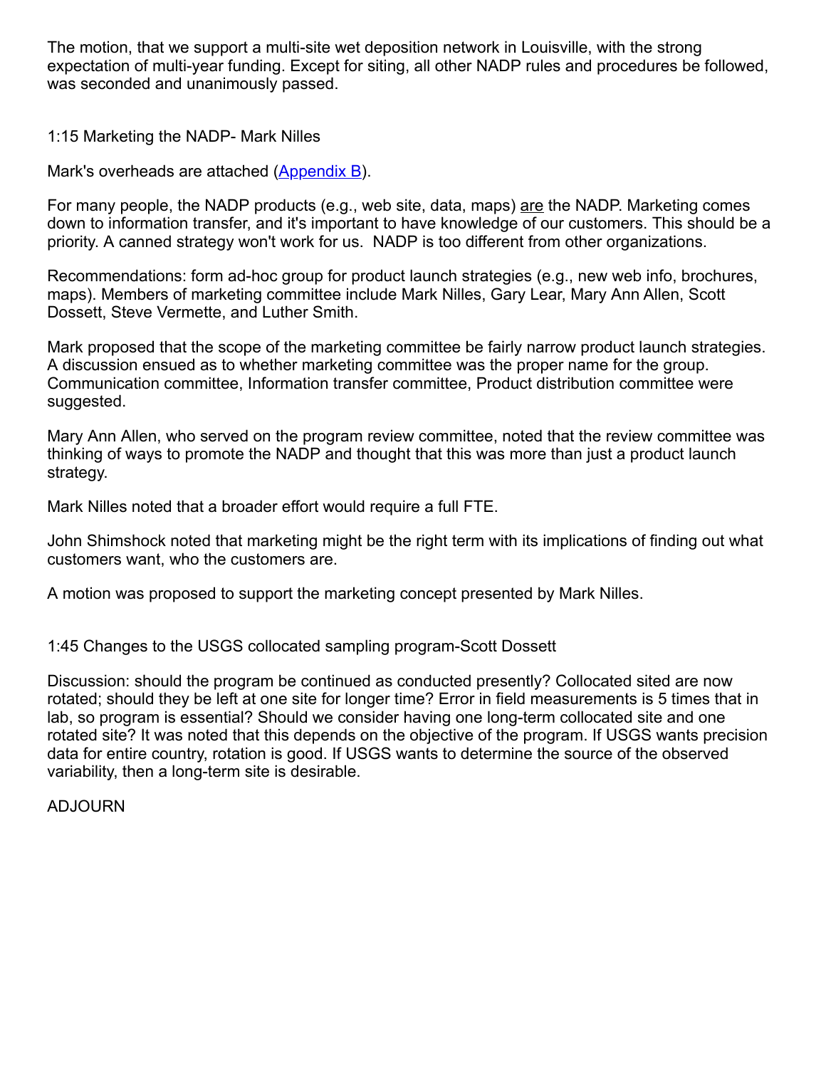The motion, that we support a multi-site wet deposition network in Louisville, with the strong expectation of multi-year funding. Except for siting, all other NADP rules and procedures be followed, was seconded and unanimously passed.

1:15 Marketing the NADP- Mark Nilles

Mark's overheads are attached (Appendix B).

For many people, the NADP products (e.g., web site, data, maps) are the NADP. Marketing comes down to information transfer, and it's important to have knowledge of our customers. This should be a priority. A canned strategy won't work for us. NADP is too different from other organizations.

Recommendations: form ad-hoc group for product launch strategies (e.g., new web info, brochures, maps). Members of marketing committee include Mark Nilles, Gary Lear, Mary Ann Allen, Scott Dossett, Steve Vermette, and Luther Smith.

Mark proposed that the scope of the marketing committee be fairly narrow product launch strategies. A discussion ensued as to whether marketing committee was the proper name for the group. Communication committee, Information transfer committee, Product distribution committee were suggested.

Mary Ann Allen, who served on the program review committee, noted that the review committee was thinking of ways to promote the NADP and thought that this was more than just a product launch strategy.

Mark Nilles noted that a broader effort would require a full FTE.

John Shimshock noted that marketing might be the right term with its implications of finding out what customers want, who the customers are.

A motion was proposed to support the marketing concept presented by Mark Nilles.

1:45 Changes to the USGS collocated sampling program-Scott Dossett

Discussion: should the program be continued as conducted presently? Collocated sited are now rotated; should they be left at one site for longer time? Error in field measurements is 5 times that in lab, so program is essential? Should we consider having one long-term collocated site and one rotated site? It was noted that this depends on the objective of the program. If USGS wants precision data for entire country, rotation is good. If USGS wants to determine the source of the observed variability, then a long-term site is desirable.

ADJOURN